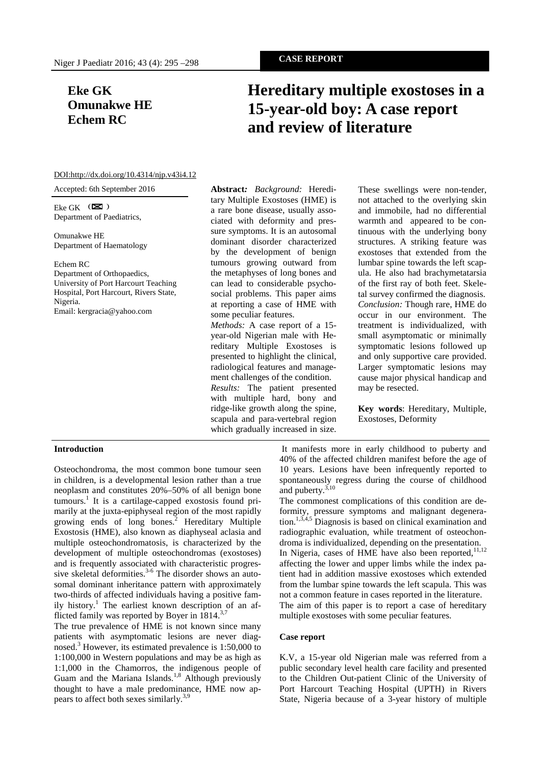CASE REPORT

# Hereditary multiple exostoses in a 15-year-old boy: A case report and review of literature

**Eke GK**
**Omunakwe HE**
**Echem RC**

DOI:http://dx.doi.org/10.4314/njp.v43i4.12

Accepted: 6th September 2016

Eke GK
Department of Paediatrics,

Omunakwe HE
Department of Haematology

Echem RC
Department of Orthopaedics,
University of Port Harcourt Teaching Hospital, Port Harcourt, Rivers State, Nigeria.
Email: kergracia@yahoo.com

**Abstract:** *Background:* Hereditary Multiple Exostoses (HME) is a rare bone disease, usually associated with deformity and pressure symptoms. It is an autosomal dominant disorder characterized by the development of benign tumours growing outward from the metaphyses of long bones and can lead to considerable psychosocial problems. This paper aims at reporting a case of HME with some peculiar features.
*Methods:* A case report of a 15-year-old Nigerian male with Hereditary Multiple Exostoses is presented to highlight the clinical, radiological features and management challenges of the condition.
*Results:* The patient presented with multiple hard, bony and ridge-like growth along the spine, scapula and para-vertebral region which gradually increased in size. These swellings were non-tender, not attached to the overlying skin and immobile, had no differential warmth and appeared to be continuous with the underlying bony structures. A striking feature was exostoses that extended from the lumbar spine towards the left scapula. He also had brachymetatarsia of the first ray of both feet. Skeletal survey confirmed the diagnosis.
*Conclusion:* Though rare, HME do occur in our environment. The treatment is individualized, with small asymptomatic or minimally symptomatic lesions followed up and only supportive care provided. Larger symptomatic lesions may cause major physical handicap and may be resected.

**Key words**: Hereditary, Multiple, Exostoses, Deformity

## Introduction

Osteochondroma, the most common bone tumour seen in children, is a developmental lesion rather than a true neoplasm and constitutes 20%–50% of all benign bone tumours.[1] It is a cartilage-capped exostosis found primarily at the juxta-epiphyseal region of the most rapidly growing ends of long bones.[2] Hereditary Multiple Exostosis (HME), also known as diaphyseal aclasia and multiple osteochondromatosis, is characterized by the development of multiple osteochondromas (exostoses) and is frequently associated with characteristic progressive skeletal deformities.[3-6] The disorder shows an autosomal dominant inheritance pattern with approximately two-thirds of affected individuals having a positive family history.[1] The earliest known description of an afflicted family was reported by Boyer in 1814.[3,7]

The true prevalence of HME is not known since many patients with asymptomatic lesions are never diagnosed.[3] However, its estimated prevalence is 1:50,000 to 1:100,000 in Western populations and may be as high as 1:1,000 in the Chamorros, the indigenous people of Guam and the Mariana Islands.[1,8] Although previously thought to have a male predominance, HME now appears to affect both sexes similarly.[3,9]

It manifests more in early childhood to puberty and 40% of the affected children manifest before the age of 10 years. Lesions have been infrequently reported to spontaneously regress during the course of childhood and puberty.[3,10]

The commonest complications of this condition are deformity, pressure symptoms and malignant degeneration.[1,3,4,5] Diagnosis is based on clinical examination and radiographic evaluation, while treatment of osteochondroma is individualized, depending on the presentation.

In Nigeria, cases of HME have also been reported,[11,12] affecting the lower and upper limbs while the index patient had in addition massive exostoses which extended from the lumbar spine towards the left scapula. This was not a common feature in cases reported in the literature.

The aim of this paper is to report a case of hereditary multiple exostoses with some peculiar features.

## Case report

K.V, a 15-year old Nigerian male was referred from a public secondary level health care facility and presented to the Children Out-patient Clinic of the University of Port Harcourt Teaching Hospital (UPTH) in Rivers State, Nigeria because of a 3-year history of multiple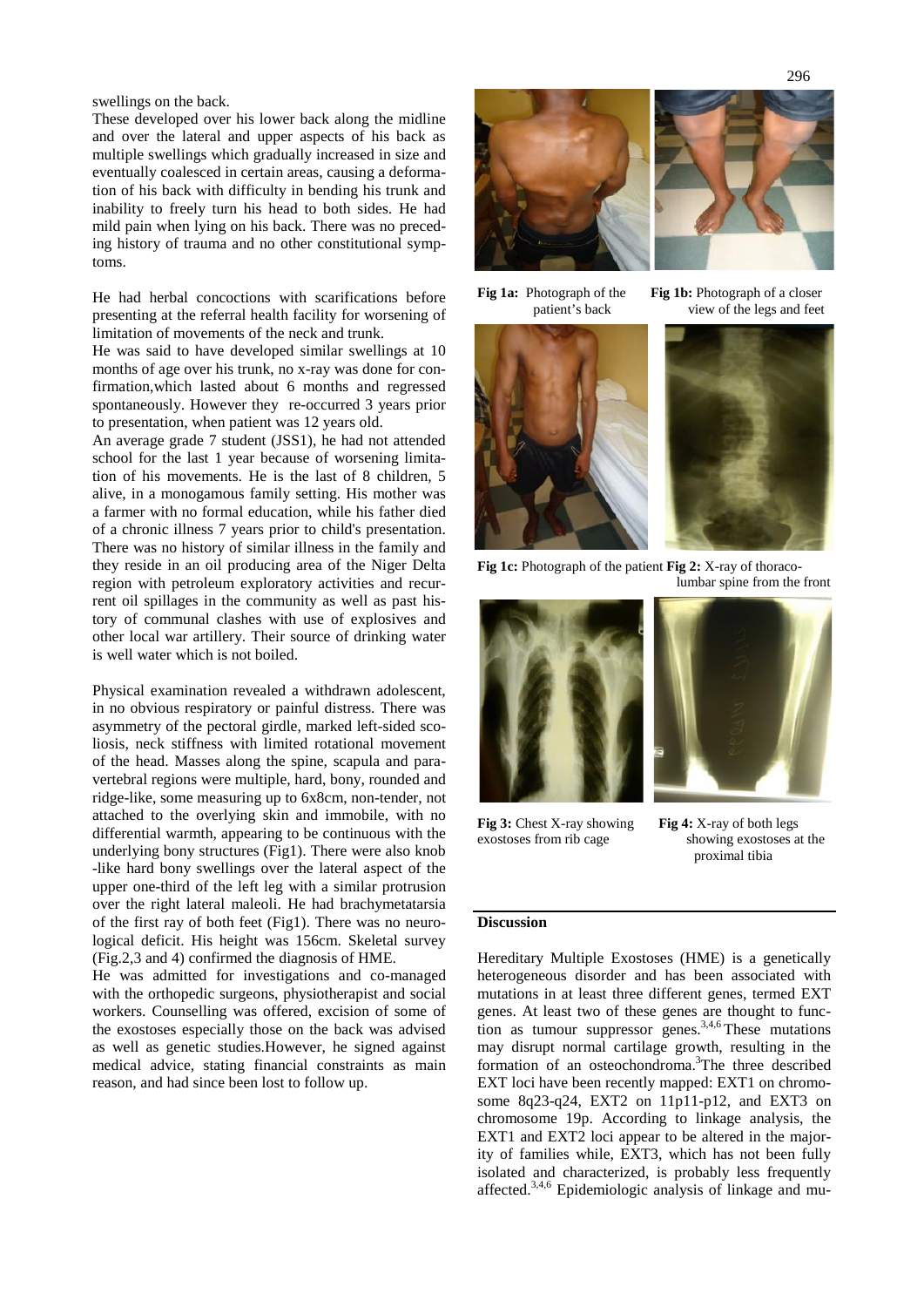swellings on the back.

These developed over his lower back along the midline and over the lateral and upper aspects of his back as multiple swellings which gradually increased in size and eventually coalesced in certain areas, causing a deformation of his back with difficulty in bending his trunk and inability to freely turn his head to both sides. He had mild pain when lying on his back. There was no preceding history of trauma and no other constitutional symptoms.

He had herbal concoctions with scarifications before presenting at the referral health facility for worsening of limitation of movements of the neck and trunk.

He was said to have developed similar swellings at 10 months of age over his trunk, no x-ray was done for confirmation,which lasted about 6 months and regressed spontaneously. However they re-occurred 3 years prior to presentation, when patient was 12 years old.

An average grade 7 student (JSS1), he had not attended school for the last 1 year because of worsening limitation of his movements. He is the last of 8 children, 5 alive, in a monogamous family setting. His mother was a farmer with no formal education, while his father died of a chronic illness 7 years prior to child's presentation. There was no history of similar illness in the family and they reside in an oil producing area of the Niger Delta region with petroleum exploratory activities and recurrent oil spillages in the community as well as past history of communal clashes with use of explosives and other local war artillery. Their source of drinking water is well water which is not boiled.

Physical examination revealed a withdrawn adolescent, in no obvious respiratory or painful distress. There was asymmetry of the pectoral girdle, marked left-sided scoliosis, neck stiffness with limited rotational movement of the head. Masses along the spine, scapula and paravertebral regions were multiple, hard, bony, rounded and ridge-like, some measuring up to 6x8cm, non-tender, not attached to the overlying skin and immobile, with no differential warmth, appearing to be continuous with the underlying bony structures (Fig1). There were also knob -like hard bony swellings over the lateral aspect of the upper one-third of the left leg with a similar protrusion over the right lateral maleoli. He had brachymetatarsia of the first ray of both feet (Fig1). There was no neurological deficit. His height was 156cm. Skeletal survey (Fig.2,3 and 4) confirmed the diagnosis of HME.

He was admitted for investigations and co-managed with the orthopedic surgeons, physiotherapist and social workers. Counselling was offered, excision of some of the exostoses especially those on the back was advised as well as genetic studies.However, he signed against medical advice, stating financial constraints as main reason, and had since been lost to follow up.

**Fig 1a:** Photograph of the patient's back

**Fig 1b:** Photograph of a closer view of the legs and feet

**Fig 1c:** Photograph of the patient

**Fig 2:** X-ray of thoraco-lumbar spine from the front

**Fig 3:** Chest X-ray showing exostoses from rib cage

**Fig 4:** X-ray of both legs showing exostoses at the proximal tibia

## Discussion

Hereditary Multiple Exostoses (HME) is a genetically heterogeneous disorder and has been associated with mutations in at least three different genes, termed EXT genes. At least two of these genes are thought to function as tumour suppressor genes.[3,4,6] These mutations may disrupt normal cartilage growth, resulting in the formation of an osteochondroma.[3] The three described EXT loci have been recently mapped: EXT1 on chromosome 8q23-q24, EXT2 on 11p11-p12, and EXT3 on chromosome 19p. According to linkage analysis, the EXT1 and EXT2 loci appear to be altered in the majority of families while, EXT3, which has not been fully isolated and characterized, is probably less frequently affected.[3,4,6] Epidemiologic analysis of linkage and mu-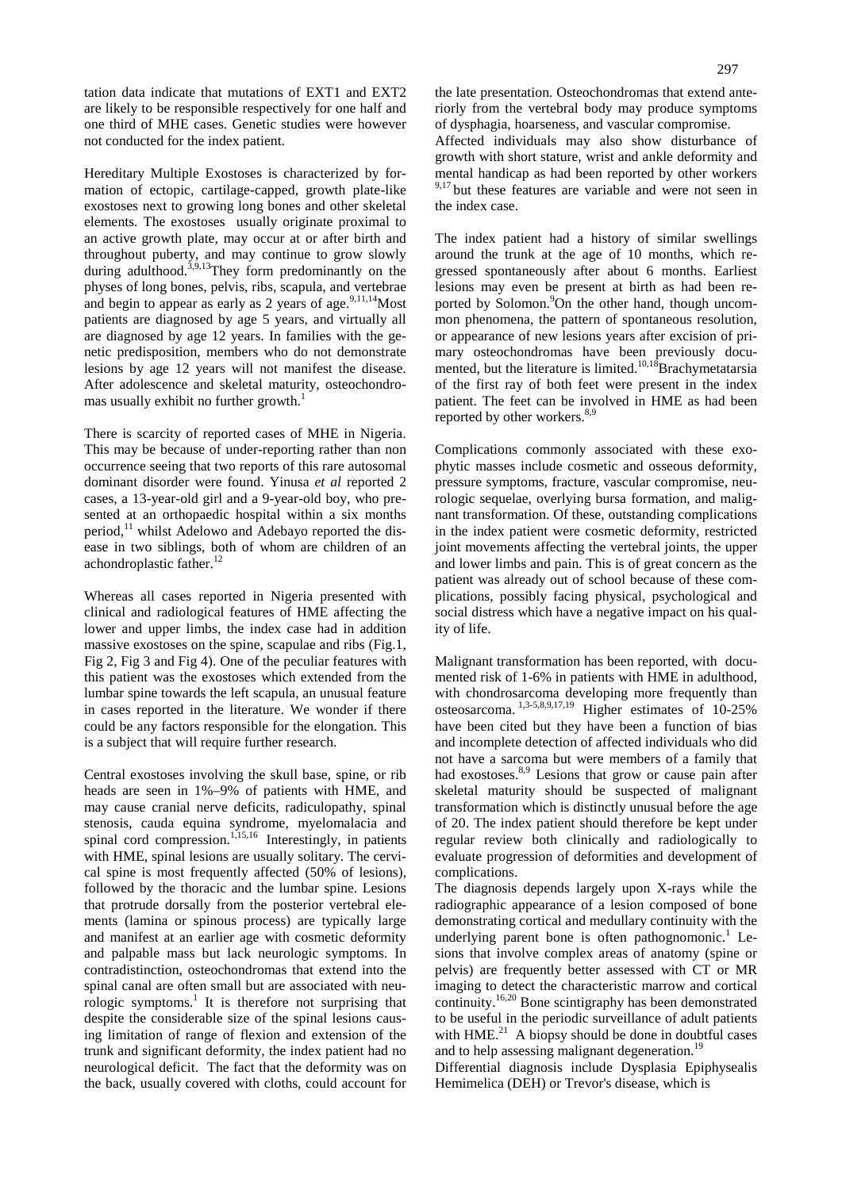tation data indicate that mutations of EXT1 and EXT2 are likely to be responsible respectively for one half and one third of MHE cases. Genetic studies were however not conducted for the index patient.

Hereditary Multiple Exostoses is characterized by formation of ectopic, cartilage-capped, growth plate-like exostoses next to growing long bones and other skeletal elements. The exostoses usually originate proximal to an active growth plate, may occur at or after birth and throughout puberty, and may continue to grow slowly during adulthood.[3,9,13] They form predominantly on the physes of long bones, pelvis, ribs, scapula, and vertebrae and begin to appear as early as 2 years of age.[9,11,14] Most patients are diagnosed by age 5 years, and virtually all are diagnosed by age 12 years. In families with the genetic predisposition, members who do not demonstrate lesions by age 12 years will not manifest the disease. After adolescence and skeletal maturity, osteochondromas usually exhibit no further growth.[1]

There is scarcity of reported cases of MHE in Nigeria. This may be because of under-reporting rather than non occurrence seeing that two reports of this rare autosomal dominant disorder were found. Yinusa *et al* reported 2 cases, a 13-year-old girl and a 9-year-old boy, who presented at an orthopaedic hospital within a six months period,[11] whilst Adelowo and Adebayo reported the disease in two siblings, both of whom are children of an achondroplastic father.[12]

Whereas all cases reported in Nigeria presented with clinical and radiological features of HME affecting the lower and upper limbs, the index case had in addition massive exostoses on the spine, scapulae and ribs (Fig.1, Fig 2, Fig 3 and Fig 4). One of the peculiar features with this patient was the exostoses which extended from the lumbar spine towards the left scapula, an unusual feature in cases reported in the literature. We wonder if there could be any factors responsible for the elongation. This is a subject that will require further research.

Central exostoses involving the skull base, spine, or rib heads are seen in 1%–9% of patients with HME, and may cause cranial nerve deficits, radiculopathy, spinal stenosis, cauda equina syndrome, myelomalacia and spinal cord compression.[1,15,16] Interestingly, in patients with HME, spinal lesions are usually solitary. The cervical spine is most frequently affected (50% of lesions), followed by the thoracic and the lumbar spine. Lesions that protrude dorsally from the posterior vertebral elements (lamina or spinous process) are typically large and manifest at an earlier age with cosmetic deformity and palpable mass but lack neurologic symptoms. In contradistinction, osteochondromas that extend into the spinal canal are often small but are associated with neurologic symptoms.[1] It is therefore not surprising that despite the considerable size of the spinal lesions causing limitation of range of flexion and extension of the trunk and significant deformity, the index patient had no neurological deficit. The fact that the deformity was on the back, usually covered with cloths, could account for the late presentation. Osteochondromas that extend anteriorly from the vertebral body may produce symptoms of dysphagia, hoarseness, and vascular compromise.

Affected individuals may also show disturbance of growth with short stature, wrist and ankle deformity and mental handicap as had been reported by other workers[9,17] but these features are variable and were not seen in the index case.

The index patient had a history of similar swellings around the trunk at the age of 10 months, which regressed spontaneously after about 6 months. Earliest lesions may even be present at birth as had been reported by Solomon.[9] On the other hand, though uncommon phenomena, the pattern of spontaneous resolution, or appearance of new lesions years after excision of primary osteochondromas have been previously documented, but the literature is limited.[10,18] Brachymetatarsia of the first ray of both feet were present in the index patient. The feet can be involved in HME as had been reported by other workers.[8,9]

Complications commonly associated with these exophytic masses include cosmetic and osseous deformity, pressure symptoms, fracture, vascular compromise, neurologic sequelae, overlying bursa formation, and malignant transformation. Of these, outstanding complications in the index patient were cosmetic deformity, restricted joint movements affecting the vertebral joints, the upper and lower limbs and pain. This is of great concern as the patient was already out of school because of these complications, possibly facing physical, psychological and social distress which have a negative impact on his quality of life.

Malignant transformation has been reported, with documented risk of 1-6% in patients with HME in adulthood, with chondrosarcoma developing more frequently than osteosarcoma.[1,3-5,8,9,17,19] Higher estimates of 10-25% have been cited but they have been a function of bias and incomplete detection of affected individuals who did not have a sarcoma but were members of a family that had exostoses.[8,9] Lesions that grow or cause pain after skeletal maturity should be suspected of malignant transformation which is distinctly unusual before the age of 20. The index patient should therefore be kept under regular review both clinically and radiologically to evaluate progression of deformities and development of complications.

The diagnosis depends largely upon X-rays while the radiographic appearance of a lesion composed of bone demonstrating cortical and medullary continuity with the underlying parent bone is often pathognomonic.[1] Lesions that involve complex areas of anatomy (spine or pelvis) are frequently better assessed with CT or MR imaging to detect the characteristic marrow and cortical continuity.[16,20] Bone scintigraphy has been demonstrated to be useful in the periodic surveillance of adult patients with HME.[21] A biopsy should be done in doubtful cases and to help assessing malignant degeneration.[19]

Differential diagnosis include Dysplasia Epiphysealis Hemimelica (DEH) or Trevor's disease, which is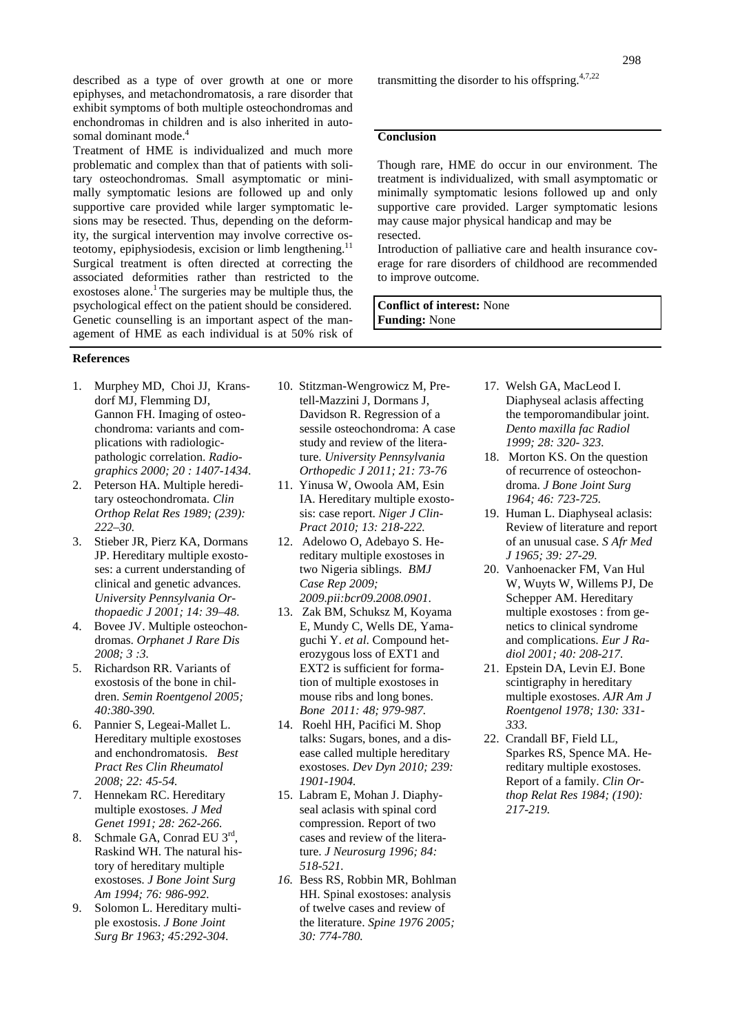described as a type of over growth at one or more epiphyses, and metachondromatosis, a rare disorder that exhibit symptoms of both multiple osteochondromas and enchondromas in children and is also inherited in autosomal dominant mode.[4]

Treatment of HME is individualized and much more problematic and complex than that of patients with solitary osteochondromas. Small asymptomatic or minimally symptomatic lesions are followed up and only supportive care provided while larger symptomatic lesions may be resected. Thus, depending on the deformity, the surgical intervention may involve corrective osteotomy, epiphysiodesis, excision or limb lengthening.[11] Surgical treatment is often directed at correcting the associated deformities rather than restricted to the exostoses alone.[1] The surgeries may be multiple thus, the psychological effect on the patient should be considered. Genetic counselling is an important aspect of the management of HME as each individual is at 50% risk of transmitting the disorder to his offspring.[4,7,22]

## Conclusion

Though rare, HME do occur in our environment. The treatment is individualized, with small asymptomatic or minimally symptomatic lesions followed up and only supportive care provided. Larger symptomatic lesions may cause major physical handicap and may be resected.

Introduction of palliative care and health insurance coverage for rare disorders of childhood are recommended to improve outcome.

**Conflict of interest:** None
**Funding:** None

## References

1. Murphey MD, Choi JJ, Kransdorf MJ, Flemming DJ, Gannon FH. Imaging of osteochondroma: variants and complications with radiologic-pathologic correlation. *Radiographics 2000; 20 : 1407-1434.*
2. Peterson HA. Multiple hereditary osteochondromata. *Clin Orthop Relat Res 1989; (239): 222–30.*
3. Stieber JR, Pierz KA, Dormans JP. Hereditary multiple exostoses: a current understanding of clinical and genetic advances. *University Pennsylvania Orthopaedic J 2001; 14: 39–48.*
4. Bovee JV. Multiple osteochondromas. *Orphanet J Rare Dis 2008; 3 :3.*
5. Richardson RR. Variants of exostosis of the bone in children. *Semin Roentgenol 2005; 40:380-390.*
6. Pannier S, Legeai-Mallet L. Hereditary multiple exostoses and enchondromatosis. *Best Pract Res Clin Rheumatol 2008; 22: 45-54.*
7. Hennekam RC. Hereditary multiple exostoses. *J Med Genet 1991; 28: 262-266.*
8. Schmale GA, Conrad EU 3rd, Raskind WH. The natural history of hereditary multiple exostoses. *J Bone Joint Surg Am 1994; 76: 986-992.*
9. Solomon L. Hereditary multiple exostosis. *J Bone Joint Surg Br 1963; 45:292-304.*
10. Stitzman-Wengrowicz M, Pretell-Mazzini J, Dormans J, Davidson R. Regression of a sessile osteochondroma: A case study and review of the literature. *University Pennsylvania Orthopedic J 2011; 21: 73-76*
11. Yinusa W, Owoola AM, Esin IA. Hereditary multiple exostosis: case report. *Niger J Clin-Pract 2010; 13: 218-222.*
12. Adelowo O, Adebayo S. Hereditary multiple exostoses in two Nigeria siblings. *BMJ Case Rep 2009; 2009.pii:bcr09.2008.0901.*
13. Zak BM, Schuksz M, Koyama E, Mundy C, Wells DE, Yamaguchi Y. *et al.* Compound heterozygous loss of EXT1 and EXT2 is sufficient for formation of multiple exostoses in mouse ribs and long bones. *Bone 2011: 48; 979-987.*
14. Roehl HH, Pacifici M. Shop talks: Sugars, bones, and a disease called multiple hereditary exostoses. *Dev Dyn 2010; 239: 1901-1904.*
15. Labram E, Mohan J. Diaphyseal aclasis with spinal cord compression. Report of two cases and review of the literature. *J Neurosurg 1996; 84: 518-521.*
16. Bess RS, Robbin MR, Bohlman HH. Spinal exostoses: analysis of twelve cases and review of the literature. *Spine 1976 2005; 30: 774-780.*
17. Welsh GA, MacLeod I. Diaphyseal aclasis affecting the temporomandibular joint. *Dento maxilla fac Radiol 1999; 28: 320- 323.*
18. Morton KS. On the question of recurrence of osteochondroma. *J Bone Joint Surg 1964; 46: 723-725.*
19. Human L. Diaphyseal aclasis: Review of literature and report of an unusual case. *S Afr Med J 1965; 39: 27-29.*
20. Vanhoenacker FM, Van Hul W, Wuyts W, Willems PJ, De Schepper AM. Hereditary multiple exostoses : from genetics to clinical syndrome and complications. *Eur J Radiol 2001; 40: 208-217.*
21. Epstein DA, Levin EJ. Bone scintigraphy in hereditary multiple exostoses. *AJR Am J Roentgenol 1978; 130: 331-333.*
22. Crandall BF, Field LL, Sparkes RS, Spence MA. Hereditary multiple exostoses. Report of a family. *Clin Orthop Relat Res 1984; (190): 217-219.*